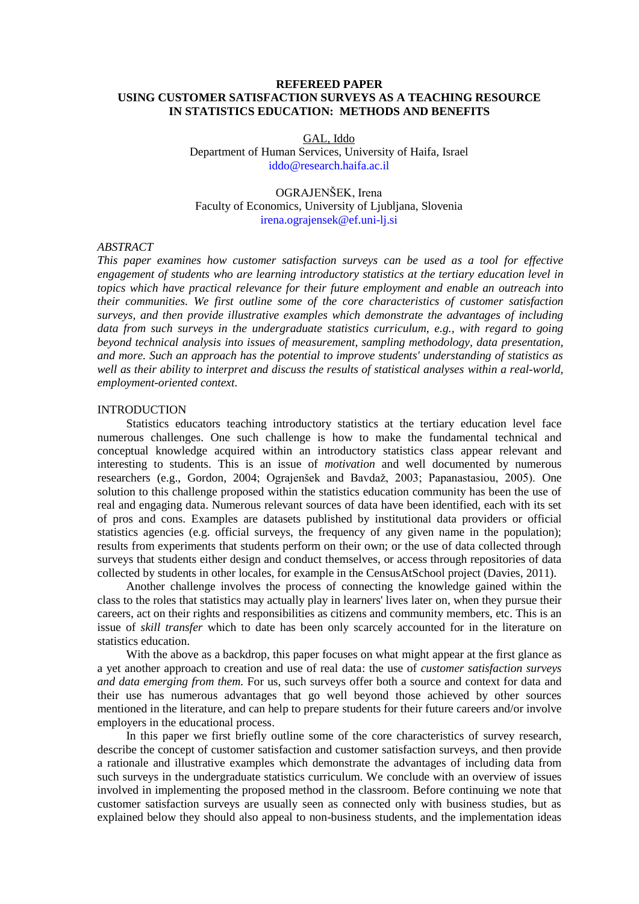**REFEREED PAPER**

# USING CUSTOMER SATISFACTION SURVEYS AS A TEACHING RESOURCE IN STATISTICS EDUCATION: METHODS AND BENEFITS

GAL, Iddo
Department of Human Services, University of Haifa, Israel
iddo@research.haifa.ac.il

OGRAJENŠEK, Irena
Faculty of Economics, University of Ljubljana, Slovenia
irena.ograjensek@ef.uni-lj.si

*ABSTRACT*

*This paper examines how customer satisfaction surveys can be used as a tool for effective engagement of students who are learning introductory statistics at the tertiary education level in topics which have practical relevance for their future employment and enable an outreach into their communities. We first outline some of the core characteristics of customer satisfaction surveys, and then provide illustrative examples which demonstrate the advantages of including data from such surveys in the undergraduate statistics curriculum, e.g., with regard to going beyond technical analysis into issues of measurement, sampling methodology, data presentation, and more. Such an approach has the potential to improve students' understanding of statistics as well as their ability to interpret and discuss the results of statistical analyses within a real-world, employment-oriented context.*

## INTRODUCTION

Statistics educators teaching introductory statistics at the tertiary education level face numerous challenges. One such challenge is how to make the fundamental technical and conceptual knowledge acquired within an introductory statistics class appear relevant and interesting to students. This is an issue of *motivation* and well documented by numerous researchers (e.g., Gordon, 2004; Ograjenšek and Bavdaž, 2003; Papanastasiou, 2005). One solution to this challenge proposed within the statistics education community has been the use of real and engaging data. Numerous relevant sources of data have been identified, each with its set of pros and cons. Examples are datasets published by institutional data providers or official statistics agencies (e.g. official surveys, the frequency of any given name in the population); results from experiments that students perform on their own; or the use of data collected through surveys that students either design and conduct themselves, or access through repositories of data collected by students in other locales, for example in the CensusAtSchool project (Davies, 2011).

Another challenge involves the process of connecting the knowledge gained within the class to the roles that statistics may actually play in learners' lives later on, when they pursue their careers, act on their rights and responsibilities as citizens and community members, etc. This is an issue of *skill transfer* which to date has been only scarcely accounted for in the literature on statistics education.

With the above as a backdrop, this paper focuses on what might appear at the first glance as a yet another approach to creation and use of real data: the use of *customer satisfaction surveys and data emerging from them.* For us, such surveys offer both a source and context for data and their use has numerous advantages that go well beyond those achieved by other sources mentioned in the literature, and can help to prepare students for their future careers and/or involve employers in the educational process.

In this paper we first briefly outline some of the core characteristics of survey research, describe the concept of customer satisfaction and customer satisfaction surveys, and then provide a rationale and illustrative examples which demonstrate the advantages of including data from such surveys in the undergraduate statistics curriculum. We conclude with an overview of issues involved in implementing the proposed method in the classroom. Before continuing we note that customer satisfaction surveys are usually seen as connected only with business studies, but as explained below they should also appeal to non-business students, and the implementation ideas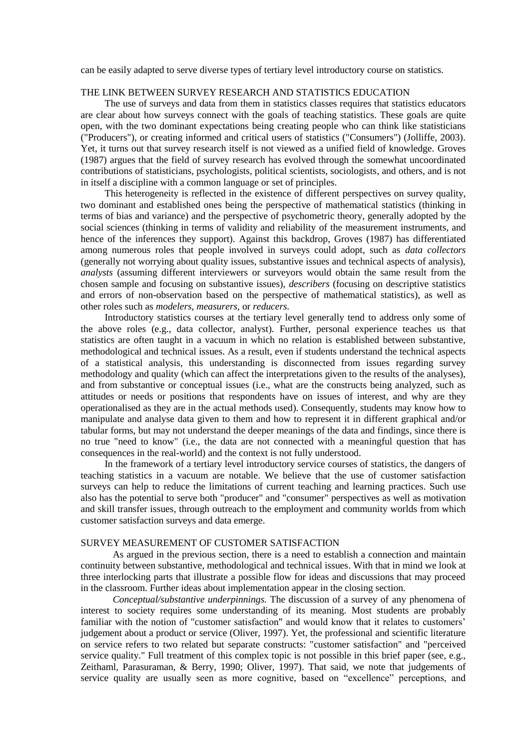can be easily adapted to serve diverse types of tertiary level introductory course on statistics.

## THE LINK BETWEEN SURVEY RESEARCH AND STATISTICS EDUCATION

The use of surveys and data from them in statistics classes requires that statistics educators are clear about how surveys connect with the goals of teaching statistics. These goals are quite open, with the two dominant expectations being creating people who can think like statisticians ("Producers"), or creating informed and critical users of statistics ("Consumers") (Jolliffe, 2003). Yet, it turns out that survey research itself is not viewed as a unified field of knowledge. Groves (1987) argues that the field of survey research has evolved through the somewhat uncoordinated contributions of statisticians, psychologists, political scientists, sociologists, and others, and is not in itself a discipline with a common language or set of principles.

This heterogeneity is reflected in the existence of different perspectives on survey quality, two dominant and established ones being the perspective of mathematical statistics (thinking in terms of bias and variance) and the perspective of psychometric theory, generally adopted by the social sciences (thinking in terms of validity and reliability of the measurement instruments, and hence of the inferences they support). Against this backdrop, Groves (1987) has differentiated among numerous roles that people involved in surveys could adopt, such as *data collectors* (generally not worrying about quality issues, substantive issues and technical aspects of analysis), *analysts* (assuming different interviewers or surveyors would obtain the same result from the chosen sample and focusing on substantive issues), *describers* (focusing on descriptive statistics and errors of non-observation based on the perspective of mathematical statistics), as well as other roles such as *modelers, measurers,* or *reducers.*

Introductory statistics courses at the tertiary level generally tend to address only some of the above roles (e.g., data collector, analyst). Further, personal experience teaches us that statistics are often taught in a vacuum in which no relation is established between substantive, methodological and technical issues. As a result, even if students understand the technical aspects of a statistical analysis, this understanding is disconnected from issues regarding survey methodology and quality (which can affect the interpretations given to the results of the analyses), and from substantive or conceptual issues (i.e., what are the constructs being analyzed, such as attitudes or needs or positions that respondents have on issues of interest, and why are they operationalised as they are in the actual methods used). Consequently, students may know how to manipulate and analyse data given to them and how to represent it in different graphical and/or tabular forms, but may not understand the deeper meanings of the data and findings, since there is no true "need to know" (i.e., the data are not connected with a meaningful question that has consequences in the real-world) and the context is not fully understood.

In the framework of a tertiary level introductory service courses of statistics, the dangers of teaching statistics in a vacuum are notable. We believe that the use of customer satisfaction surveys can help to reduce the limitations of current teaching and learning practices. Such use also has the potential to serve both "producer" and "consumer" perspectives as well as motivation and skill transfer issues, through outreach to the employment and community worlds from which customer satisfaction surveys and data emerge.

## SURVEY MEASUREMENT OF CUSTOMER SATISFACTION

As argued in the previous section, there is a need to establish a connection and maintain continuity between substantive, methodological and technical issues. With that in mind we look at three interlocking parts that illustrate a possible flow for ideas and discussions that may proceed in the classroom. Further ideas about implementation appear in the closing section.

*Conceptual/substantive underpinnings.* The discussion of a survey of any phenomena of interest to society requires some understanding of its meaning. Most students are probably familiar with the notion of "customer satisfaction" and would know that it relates to customers' judgement about a product or service (Oliver, 1997). Yet, the professional and scientific literature on service refers to two related but separate constructs: "customer satisfaction" and "perceived service quality." Full treatment of this complex topic is not possible in this brief paper (see, e.g., Zeithaml, Parasuraman, & Berry, 1990; Oliver, 1997). That said, we note that judgements of service quality are usually seen as more cognitive, based on "excellence" perceptions, and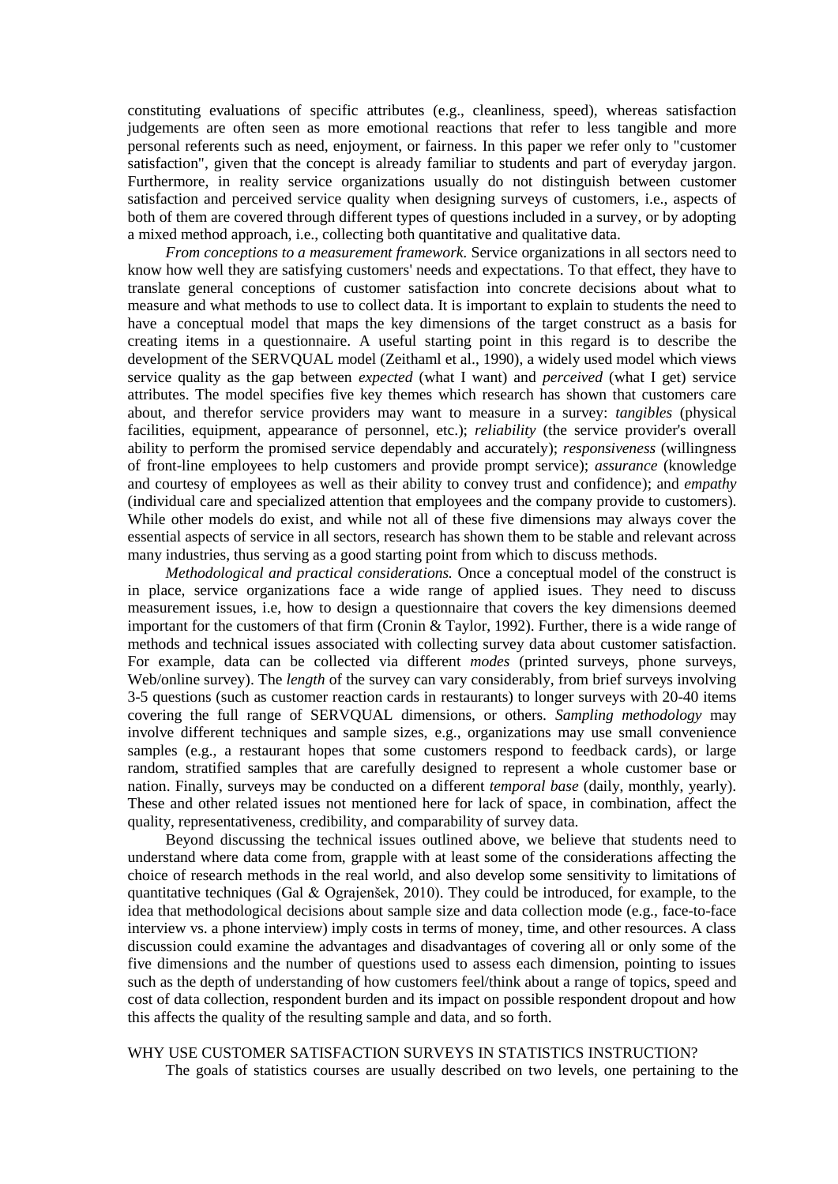constituting evaluations of specific attributes (e.g., cleanliness, speed), whereas satisfaction judgements are often seen as more emotional reactions that refer to less tangible and more personal referents such as need, enjoyment, or fairness. In this paper we refer only to "customer satisfaction", given that the concept is already familiar to students and part of everyday jargon. Furthermore, in reality service organizations usually do not distinguish between customer satisfaction and perceived service quality when designing surveys of customers, i.e., aspects of both of them are covered through different types of questions included in a survey, or by adopting a mixed method approach, i.e., collecting both quantitative and qualitative data.

*From conceptions to a measurement framework.* Service organizations in all sectors need to know how well they are satisfying customers' needs and expectations. To that effect, they have to translate general conceptions of customer satisfaction into concrete decisions about what to measure and what methods to use to collect data. It is important to explain to students the need to have a conceptual model that maps the key dimensions of the target construct as a basis for creating items in a questionnaire. A useful starting point in this regard is to describe the development of the SERVQUAL model (Zeithaml et al., 1990), a widely used model which views service quality as the gap between *expected* (what I want) and *perceived* (what I get) service attributes. The model specifies five key themes which research has shown that customers care about, and therefor service providers may want to measure in a survey: *tangibles* (physical facilities, equipment, appearance of personnel, etc.); *reliability* (the service provider's overall ability to perform the promised service dependably and accurately); *responsiveness* (willingness of front-line employees to help customers and provide prompt service); *assurance* (knowledge and courtesy of employees as well as their ability to convey trust and confidence); and *empathy* (individual care and specialized attention that employees and the company provide to customers). While other models do exist, and while not all of these five dimensions may always cover the essential aspects of service in all sectors, research has shown them to be stable and relevant across many industries, thus serving as a good starting point from which to discuss methods.

*Methodological and practical considerations.* Once a conceptual model of the construct is in place, service organizations face a wide range of applied isues. They need to discuss measurement issues, i.e, how to design a questionnaire that covers the key dimensions deemed important for the customers of that firm (Cronin & Taylor, 1992). Further, there is a wide range of methods and technical issues associated with collecting survey data about customer satisfaction. For example, data can be collected via different *modes* (printed surveys, phone surveys, Web/online survey). The *length* of the survey can vary considerably, from brief surveys involving 3-5 questions (such as customer reaction cards in restaurants) to longer surveys with 20-40 items covering the full range of SERVQUAL dimensions, or others. *Sampling methodology* may involve different techniques and sample sizes, e.g., organizations may use small convenience samples (e.g., a restaurant hopes that some customers respond to feedback cards), or large random, stratified samples that are carefully designed to represent a whole customer base or nation. Finally, surveys may be conducted on a different *temporal base* (daily, monthly, yearly). These and other related issues not mentioned here for lack of space, in combination, affect the quality, representativeness, credibility, and comparability of survey data.

Beyond discussing the technical issues outlined above, we believe that students need to understand where data come from, grapple with at least some of the considerations affecting the choice of research methods in the real world, and also develop some sensitivity to limitations of quantitative techniques (Gal & Ograjenšek, 2010). They could be introduced, for example, to the idea that methodological decisions about sample size and data collection mode (e.g., face-to-face interview vs. a phone interview) imply costs in terms of money, time, and other resources. A class discussion could examine the advantages and disadvantages of covering all or only some of the five dimensions and the number of questions used to assess each dimension, pointing to issues such as the depth of understanding of how customers feel/think about a range of topics, speed and cost of data collection, respondent burden and its impact on possible respondent dropout and how this affects the quality of the resulting sample and data, and so forth.

## WHY USE CUSTOMER SATISFACTION SURVEYS IN STATISTICS INSTRUCTION?

The goals of statistics courses are usually described on two levels, one pertaining to the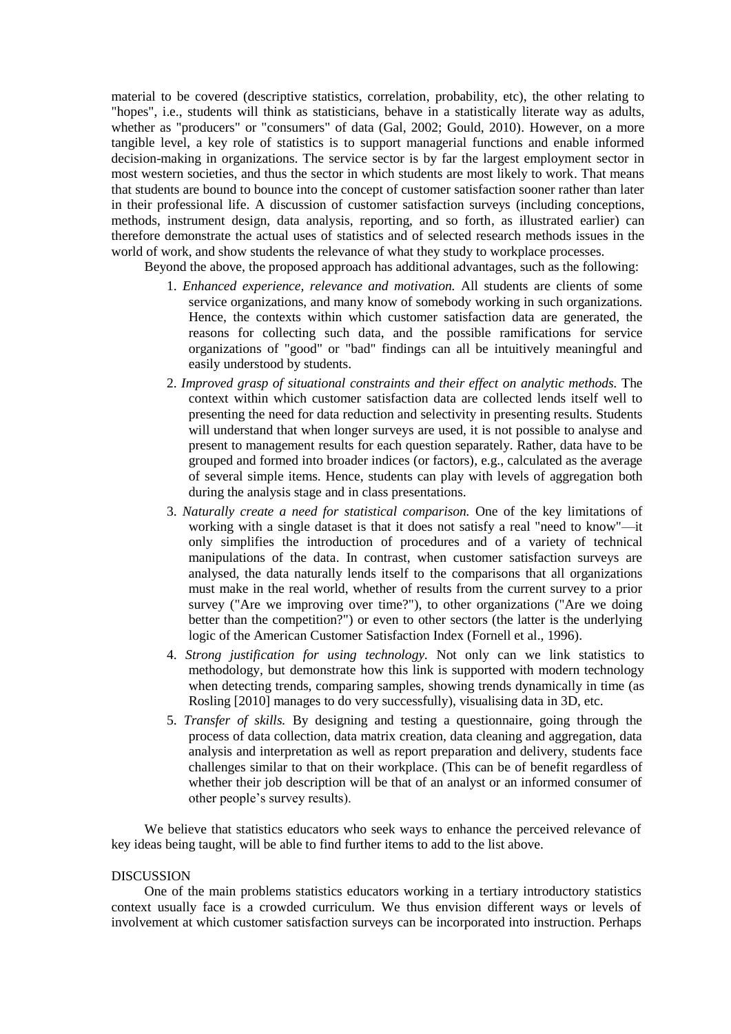material to be covered (descriptive statistics, correlation, probability, etc), the other relating to "hopes", i.e., students will think as statisticians, behave in a statistically literate way as adults, whether as "producers" or "consumers" of data (Gal, 2002; Gould, 2010). However, on a more tangible level, a key role of statistics is to support managerial functions and enable informed decision-making in organizations. The service sector is by far the largest employment sector in most western societies, and thus the sector in which students are most likely to work. That means that students are bound to bounce into the concept of customer satisfaction sooner rather than later in their professional life. A discussion of customer satisfaction surveys (including conceptions, methods, instrument design, data analysis, reporting, and so forth, as illustrated earlier) can therefore demonstrate the actual uses of statistics and of selected research methods issues in the world of work, and show students the relevance of what they study to workplace processes.

Beyond the above, the proposed approach has additional advantages, such as the following:

1. *Enhanced experience, relevance and motivation.* All students are clients of some service organizations, and many know of somebody working in such organizations. Hence, the contexts within which customer satisfaction data are generated, the reasons for collecting such data, and the possible ramifications for service organizations of "good" or "bad" findings can all be intuitively meaningful and easily understood by students.
2. *Improved grasp of situational constraints and their effect on analytic methods.* The context within which customer satisfaction data are collected lends itself well to presenting the need for data reduction and selectivity in presenting results. Students will understand that when longer surveys are used, it is not possible to analyse and present to management results for each question separately. Rather, data have to be grouped and formed into broader indices (or factors), e.g., calculated as the average of several simple items. Hence, students can play with levels of aggregation both during the analysis stage and in class presentations.
3. *Naturally create a need for statistical comparison.* One of the key limitations of working with a single dataset is that it does not satisfy a real "need to know"—it only simplifies the introduction of procedures and of a variety of technical manipulations of the data. In contrast, when customer satisfaction surveys are analysed, the data naturally lends itself to the comparisons that all organizations must make in the real world, whether of results from the current survey to a prior survey ("Are we improving over time?"), to other organizations ("Are we doing better than the competition?") or even to other sectors (the latter is the underlying logic of the American Customer Satisfaction Index (Fornell et al., 1996).
4. *Strong justification for using technology.* Not only can we link statistics to methodology, but demonstrate how this link is supported with modern technology when detecting trends, comparing samples, showing trends dynamically in time (as Rosling [2010] manages to do very successfully), visualising data in 3D, etc.
5. *Transfer of skills.* By designing and testing a questionnaire, going through the process of data collection, data matrix creation, data cleaning and aggregation, data analysis and interpretation as well as report preparation and delivery, students face challenges similar to that on their workplace. (This can be of benefit regardless of whether their job description will be that of an analyst or an informed consumer of other people's survey results).

We believe that statistics educators who seek ways to enhance the perceived relevance of key ideas being taught, will be able to find further items to add to the list above.

## DISCUSSION

One of the main problems statistics educators working in a tertiary introductory statistics context usually face is a crowded curriculum. We thus envision different ways or levels of involvement at which customer satisfaction surveys can be incorporated into instruction. Perhaps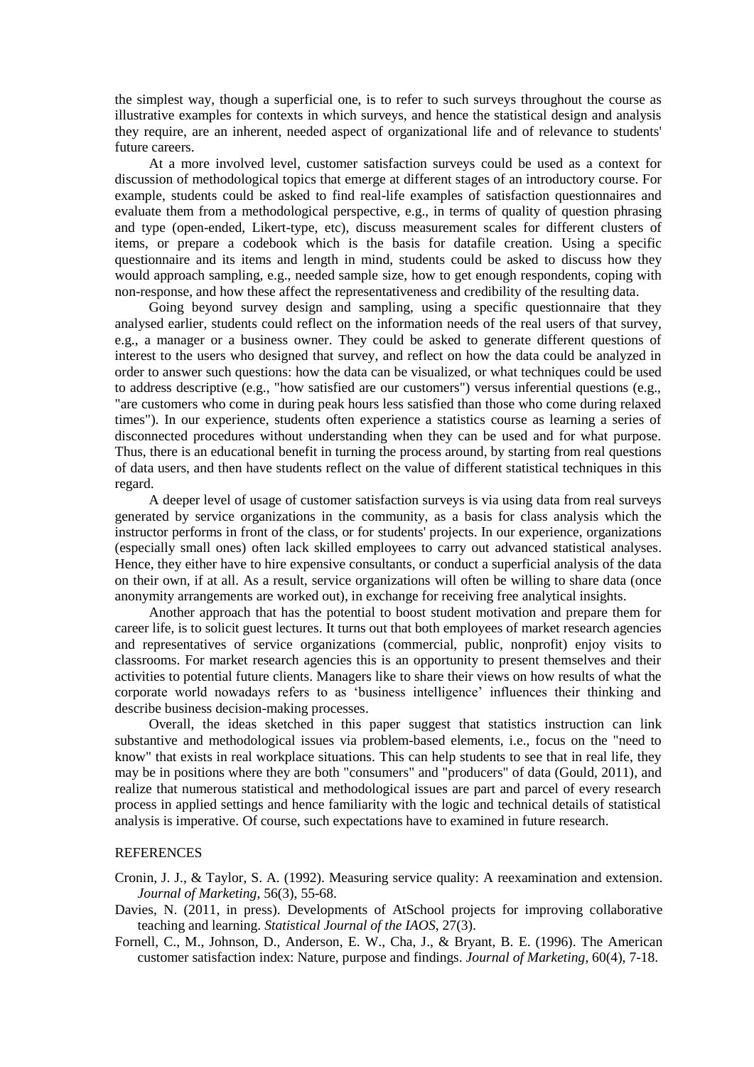the simplest way, though a superficial one, is to refer to such surveys throughout the course as illustrative examples for contexts in which surveys, and hence the statistical design and analysis they require, are an inherent, needed aspect of organizational life and of relevance to students' future careers.

At a more involved level, customer satisfaction surveys could be used as a context for discussion of methodological topics that emerge at different stages of an introductory course. For example, students could be asked to find real-life examples of satisfaction questionnaires and evaluate them from a methodological perspective, e.g., in terms of quality of question phrasing and type (open-ended, Likert-type, etc), discuss measurement scales for different clusters of items, or prepare a codebook which is the basis for datafile creation. Using a specific questionnaire and its items and length in mind, students could be asked to discuss how they would approach sampling, e.g., needed sample size, how to get enough respondents, coping with non-response, and how these affect the representativeness and credibility of the resulting data.

Going beyond survey design and sampling, using a specific questionnaire that they analysed earlier, students could reflect on the information needs of the real users of that survey, e.g., a manager or a business owner. They could be asked to generate different questions of interest to the users who designed that survey, and reflect on how the data could be analyzed in order to answer such questions: how the data can be visualized, or what techniques could be used to address descriptive (e.g., "how satisfied are our customers") versus inferential questions (e.g., "are customers who come in during peak hours less satisfied than those who come during relaxed times"). In our experience, students often experience a statistics course as learning a series of disconnected procedures without understanding when they can be used and for what purpose. Thus, there is an educational benefit in turning the process around, by starting from real questions of data users, and then have students reflect on the value of different statistical techniques in this regard.

A deeper level of usage of customer satisfaction surveys is via using data from real surveys generated by service organizations in the community, as a basis for class analysis which the instructor performs in front of the class, or for students' projects. In our experience, organizations (especially small ones) often lack skilled employees to carry out advanced statistical analyses. Hence, they either have to hire expensive consultants, or conduct a superficial analysis of the data on their own, if at all. As a result, service organizations will often be willing to share data (once anonymity arrangements are worked out), in exchange for receiving free analytical insights.

Another approach that has the potential to boost student motivation and prepare them for career life, is to solicit guest lectures. It turns out that both employees of market research agencies and representatives of service organizations (commercial, public, nonprofit) enjoy visits to classrooms. For market research agencies this is an opportunity to present themselves and their activities to potential future clients. Managers like to share their views on how results of what the corporate world nowadays refers to as 'business intelligence' influences their thinking and describe business decision-making processes.

Overall, the ideas sketched in this paper suggest that statistics instruction can link substantive and methodological issues via problem-based elements, i.e., focus on the "need to know" that exists in real workplace situations. This can help students to see that in real life, they may be in positions where they are both "consumers" and "producers" of data (Gould, 2011), and realize that numerous statistical and methodological issues are part and parcel of every research process in applied settings and hence familiarity with the logic and technical details of statistical analysis is imperative. Of course, such expectations have to examined in future research.

## REFERENCES

Cronin, J. J., & Taylor, S. A. (1992). Measuring service quality: A reexamination and extension. *Journal of Marketing*, 56(3), 55-68.

Davies, N. (2011, in press). Developments of AtSchool projects for improving collaborative teaching and learning. *Statistical Journal of the IAOS*, 27(3).

Fornell, C., M., Johnson, D., Anderson, E. W., Cha, J., & Bryant, B. E. (1996). The American customer satisfaction index: Nature, purpose and findings. *Journal of Marketing*, 60(4), 7-18.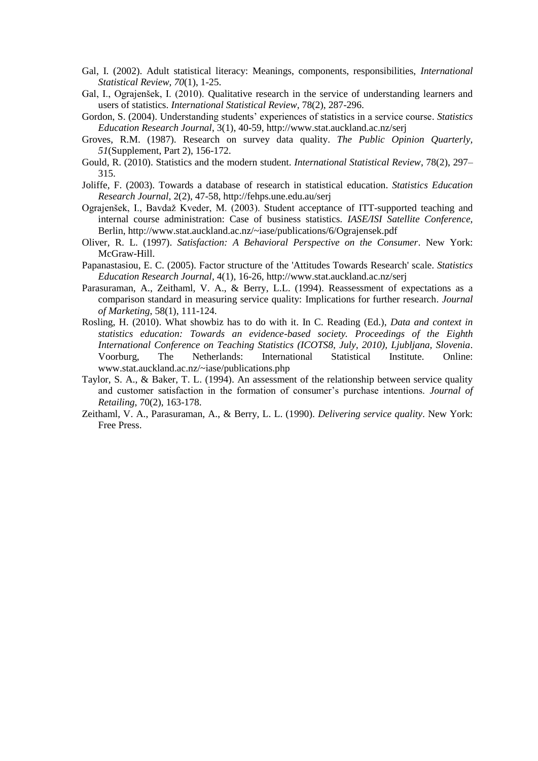Gal, I. (2002). Adult statistical literacy: Meanings, components, responsibilities, *International Statistical Review*, *70*(1), 1-25.

Gal, I., Ograjenšek, I. (2010). Qualitative research in the service of understanding learners and users of statistics. *International Statistical Review*, 78(2), 287-296.

Gordon, S. (2004). Understanding students' experiences of statistics in a service course. *Statistics Education Research Journal*, 3(1), 40-59, http://www.stat.auckland.ac.nz/serj

Groves, R.M. (1987). Research on survey data quality. *The Public Opinion Quarterly, 51*(Supplement, Part 2), 156-172.

Gould, R. (2010). Statistics and the modern student. *International Statistical Review*, 78(2), 297–315.

Joliffe, F. (2003). Towards a database of research in statistical education. *Statistics Education Research Journal*, 2(2), 47-58, http://fehps.une.edu.au/serj

Ograjenšek, I., Bavdaž Kveder, M. (2003). Student acceptance of ITT-supported teaching and internal course administration: Case of business statistics. *IASE/ISI Satellite Conference*, Berlin, http://www.stat.auckland.ac.nz/~iase/publications/6/Ograjensek.pdf

Oliver, R. L. (1997). *Satisfaction: A Behavioral Perspective on the Consumer*. New York: McGraw-Hill.

Papanastasiou, E. C. (2005). Factor structure of the 'Attitudes Towards Research' scale. *Statistics Education Research Journal*, 4(1), 16-26, http://www.stat.auckland.ac.nz/serj

Parasuraman, A., Zeithaml, V. A., & Berry, L.L. (1994). Reassessment of expectations as a comparison standard in measuring service quality: Implications for further research. *Journal of Marketing*, 58(1), 111-124.

Rosling, H. (2010). What showbiz has to do with it. In C. Reading (Ed.), *Data and context in statistics education: Towards an evidence-based society. Proceedings of the Eighth International Conference on Teaching Statistics (ICOTS8, July, 2010), Ljubljana, Slovenia*. Voorburg, The Netherlands: International Statistical Institute. Online: www.stat.auckland.ac.nz/~iase/publications.php

Taylor, S. A., & Baker, T. L. (1994). An assessment of the relationship between service quality and customer satisfaction in the formation of consumer's purchase intentions. *Journal of Retailing*, 70(2), 163-178.

Zeithaml, V. A., Parasuraman, A., & Berry, L. L. (1990). *Delivering service quality*. New York: Free Press.